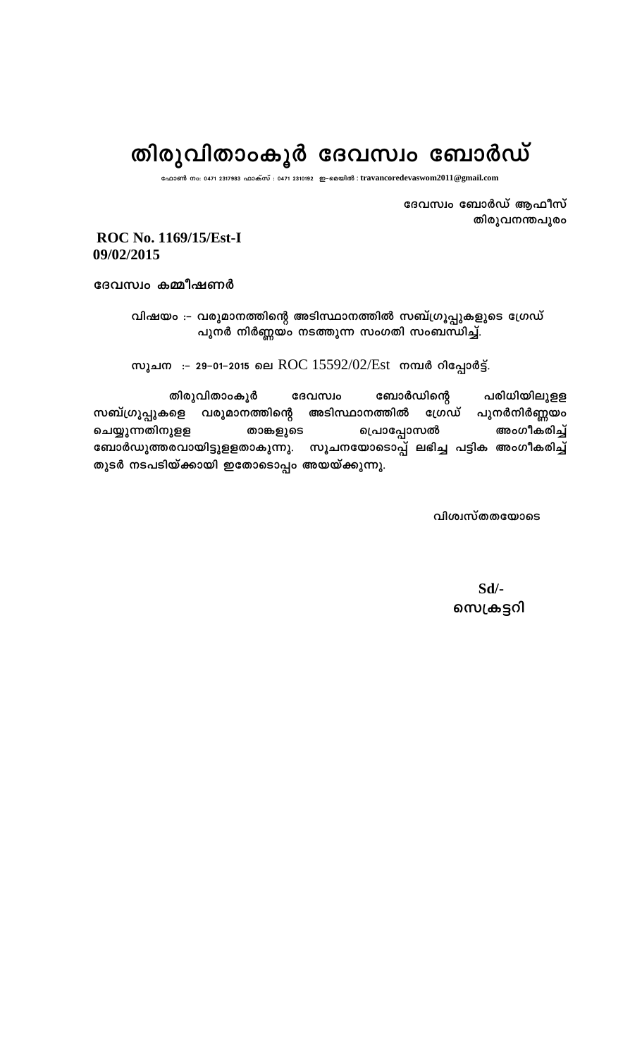# തിരുവിതാംകൂർ ദേവസ്വം ബോർഡ്

ഫോൺ നം: 0471 2317983 ഫാക്സ് : 0471 2310192 ഇ–മെയിൽ : travancoredevaswom2011@gmail.com

ദേവസ്വം ബോർഡ് ആഫീസ്
തിരുവനന്തപുരം

**ROC No. 1169/15/Est-I**
**09/02/2015**

**ദേവസ്വം കമ്മീഷണർ**

**വിഷയം :– വരുമാനത്തിന്റെ അടിസ്ഥാനത്തിൽ സബ്ഗ്രൂപ്പുകളുടെ ഗ്രേഡ് പുനർ നിർണ്ണയം നടത്തുന്ന സംഗതി സംബന്ധിച്ച്.**

**സൂചന :– 29–01–2015 ലെ ROC 15592/02/Est നമ്പർ റിപ്പോർട്ട്.**

തിരുവിതാംകൂർ ദേവസ്വം ബോർഡിന്റെ പരിധിയിലുളള സബ്ഗ്രൂപ്പുകളെ വരുമാനത്തിന്റെ അടിസ്ഥാനത്തിൽ ഗ്രേഡ് പുനർനിർണ്ണയം ചെയ്യുന്നതിനുളള താങ്കളുടെ പ്രൊപ്പോസൽ അംഗീകരിച്ച് ബോർഡുത്തരവായിട്ടുളളതാകുന്നു. സൂചനയോടൊപ്പ് ലഭിച്ച പട്ടിക അംഗീകരിച്ച് തുടർ നടപടിയ്ക്കായി ഇതോടൊപ്പം അയയ്ക്കുന്നു.

വിശ്വസ്തതയോടെ

Sd/-
സെക്രട്ടറി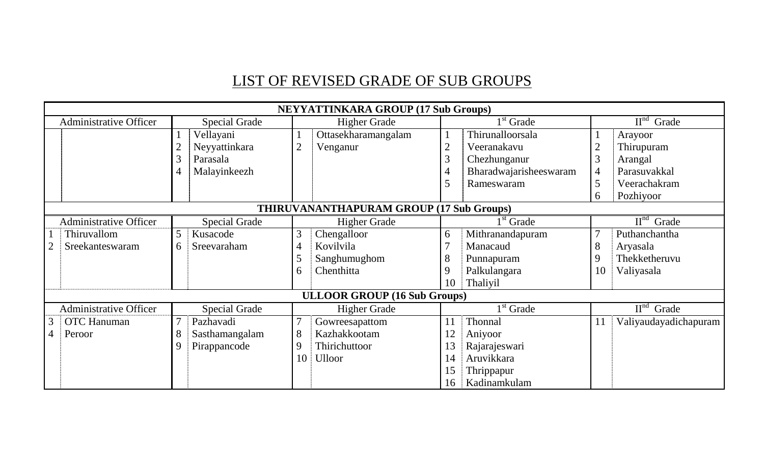# LIST OF REVISED GRADE OF SUB GROUPS

| NEYYATTINKARA GROUP (17 Sub Groups) | | | | | | | | | |
|---|---|---|---|---|---|---|---|---|---|
| Administrative Officer | | Special Grade | | Higher Grade | | 1st Grade | | IInd Grade | |
| | | 1 | Vellayani | 1 | Ottasekharamangalam | 1 | Thirunalloorsala | 1 | Arayoor |
| | | 2 | Neyyattinkara | 2 | Venganur | 2 | Veeranakavu | 2 | Thirupuram |
| | | 3 | Parasala | | | 3 | Chezhunganur | 3 | Arangal |
| | | 4 | Malayinkeezh | | | 4 | Bharadwajarisheeswaram | 4 | Parasuvakkal |
| | | | | | | 5 | Rameswaram | 5 | Veerachakram |
| | | | | | | | | 6 | Pozhiyoor |
| **THIRUVANANTHAPURAM GROUP (17 Sub Groups)** | | | | | | | | | |
| Administrative Officer | | Special Grade | | Higher Grade | | 1st Grade | | IInd Grade | |
| 1 | Thiruvallom | 5 | Kusacode | 3 | Chengalloor | 6 | Mithranandapuram | 7 | Puthanchantha |
| 2 | Sreekanteswaram | 6 | Sreevaraham | 4 | Kovilvila | 7 | Manacaud | 8 | Aryasala |
| | | | | 5 | Sanghumughom | 8 | Punnapuram | 9 | Thekketheruvu |
| | | | | 6 | Chenthitta | 9 | Palkulangara | 10 | Valiyasala |
| | | | | | | 10 | Thaliyil | | |
| **ULLOOR GROUP (16 Sub Groups)** | | | | | | | | | |
| Administrative Officer | | Special Grade | | Higher Grade | | 1st Grade | | IInd Grade | |
| 3 | OTC Hanuman | 7 | Pazhavadi | 7 | Gowreesapattom | 11 | Thonnal | 11 | Valiyaudayadichapuram |
| 4 | Peroor | 8 | Sasthamangalam | 8 | Kazhakkootam | 12 | Aniyoor | | |
| | | 9 | Pirappancode | 9 | Thirichuttoor | 13 | Rajarajeswari | | |
| | | | | 10 | Ulloor | 14 | Aruvikkara | | |
| | | | | | | 15 | Thrippapur | | |
| | | | | | | 16 | Kadinamkulam | | |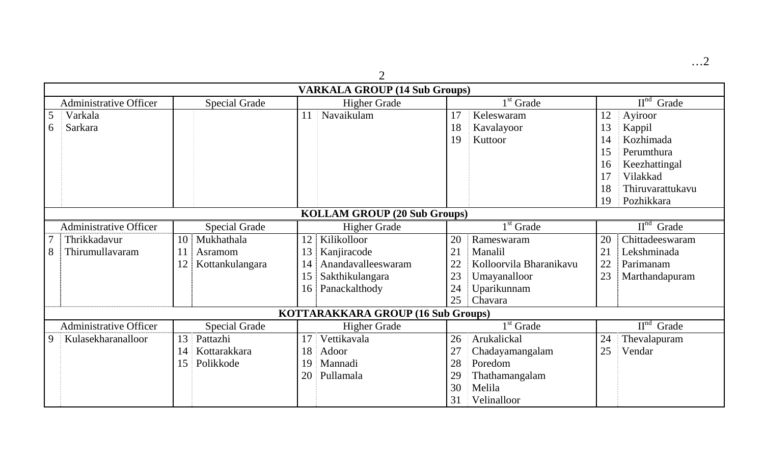| VARKALA GROUP (14 Sub Groups) | | | | | | | | | |
|---|---|---|---|---|---|---|---|---|---|
| Administrative Officer | | Special Grade | | Higher Grade | | 1st Grade | | IInd Grade | |
| 5 | Varkala | | | 11 | Navaikulam | 17 | Keleswaram | 12 | Ayiroor |
| 6 | Sarkara | | | | | 18 | Kavalayoor | 13 | Kappil |
| | | | | | | 19 | Kuttoor | 14 | Kozhimada |
| | | | | | | | | 15 | Perumthura |
| | | | | | | | | 16 | Keezhattingal |
| | | | | | | | | 17 | Vilakkad |
| | | | | | | | | 18 | Thiruvarattukavu |
| | | | | | | | | 19 | Pozhikkara |
| **KOLLAM GROUP (20 Sub Groups)** | | | | | | | | | |
| Administrative Officer | | Special Grade | | Higher Grade | | 1st Grade | | IInd Grade | |
| 7 | Thrikkadavur | 10 | Mukhathala | 12 | Kilikolloor | 20 | Rameswaram | 20 | Chittadeeswaram |
| 8 | Thirumullavaram | 11 | Asramom | 13 | Kanjiracode | 21 | Manalil | 21 | Lekshminada |
| | | 12 | Kottankulangara | 14 | Anandavalleeswaram | 22 | Kolloorvila Bharanikavu | 22 | Parimanam |
| | | | | 15 | Sakthikulangara | 23 | Umayanalloor | 23 | Marthandapuram |
| | | | | 16 | Panackalthody | 24 | Uparikunnam | | |
| | | | | | | 25 | Chavara | | |
| **KOTTARAKKARA GROUP (16 Sub Groups)** | | | | | | | | | |
| Administrative Officer | | Special Grade | | Higher Grade | | 1st Grade | | IInd Grade | |
| 9 | Kulasekharanalloor | 13 | Pattazhi | 17 | Vettikavala | 26 | Arukalickal | 24 | Thevalapuram |
| | | 14 | Kottarakkara | 18 | Adoor | 27 | Chadayamangalam | 25 | Vendar |
| | | 15 | Polikkode | 19 | Mannadi | 28 | Poredom | | |
| | | | | 20 | Pullamala | 29 | Thathamangalam | | |
| | | | | | | 30 | Melila | | |
| | | | | | | 31 | Velinalloor | | |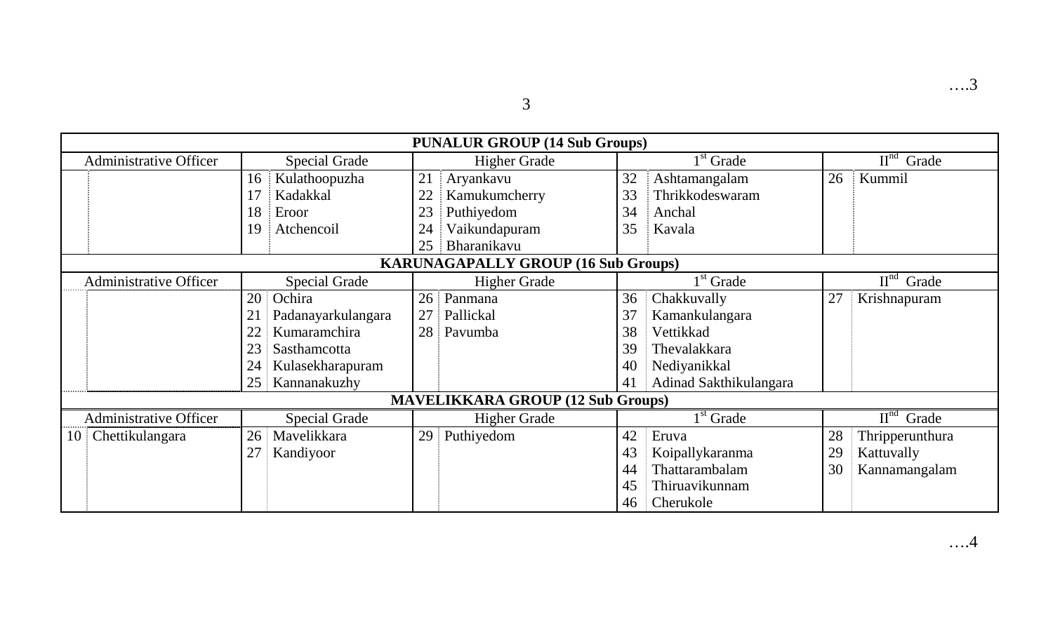| PUNALUR GROUP (14 Sub Groups) | | | | | | | | | |
|---|---|---|---|---|---|---|---|---|---|
| Administrative Officer | | Special Grade | | Higher Grade | | 1st Grade | | IInd Grade | |
| | | 16 | Kulathoopuzha | 21 | Aryankavu | 32 | Ashtamangalam | 26 | Kummil |
| | | 17 | Kadakkal | 22 | Kamukumcherry | 33 | Thrikkodeswaram | | |
| | | 18 | Eroor | 23 | Puthiyedom | 34 | Anchal | | |
| | | 19 | Atchencoil | 24 | Vaikundapuram | 35 | Kavala | | |
| | | | | 25 | Bharanikavu | | | | |
| **KARUNAGAPALLY GROUP (16 Sub Groups)** | | | | | | | | | |
| Administrative Officer | | Special Grade | | Higher Grade | | 1st Grade | | IInd Grade | |
| | | 20 | Ochira | 26 | Panmana | 36 | Chakkuvally | 27 | Krishnapuram |
| | | 21 | Padanayarkulangara | 27 | Pallickal | 37 | Kamankulangara | | |
| | | 22 | Kumaramchira | 28 | Pavumba | 38 | Vettikkad | | |
| | | 23 | Sasthamcotta | | | 39 | Thevalakkara | | |
| | | 24 | Kulasekharapuram | | | 40 | Nediyanikkal | | |
| | | 25 | Kannanakuzhy | | | 41 | Adinad Sakthikulangara | | |
| **MAVELIKKARA GROUP (12 Sub Groups)** | | | | | | | | | |
| Administrative Officer | | Special Grade | | Higher Grade | | 1st Grade | | IInd Grade | |
| 10 | Chettikulangara | 26 | Mavelikkara | 29 | Puthiyedom | 42 | Eruva | 28 | Thripperunthura |
| | | 27 | Kandiyoor | | | 43 | Koipallykaranma | 29 | Kattuvally |
| | | | | | | 44 | Thattarambalam | 30 | Kannamangalam |
| | | | | | | 45 | Thiruavikunnam | | |
| | | | | | | 46 | Cherukole | | |

….4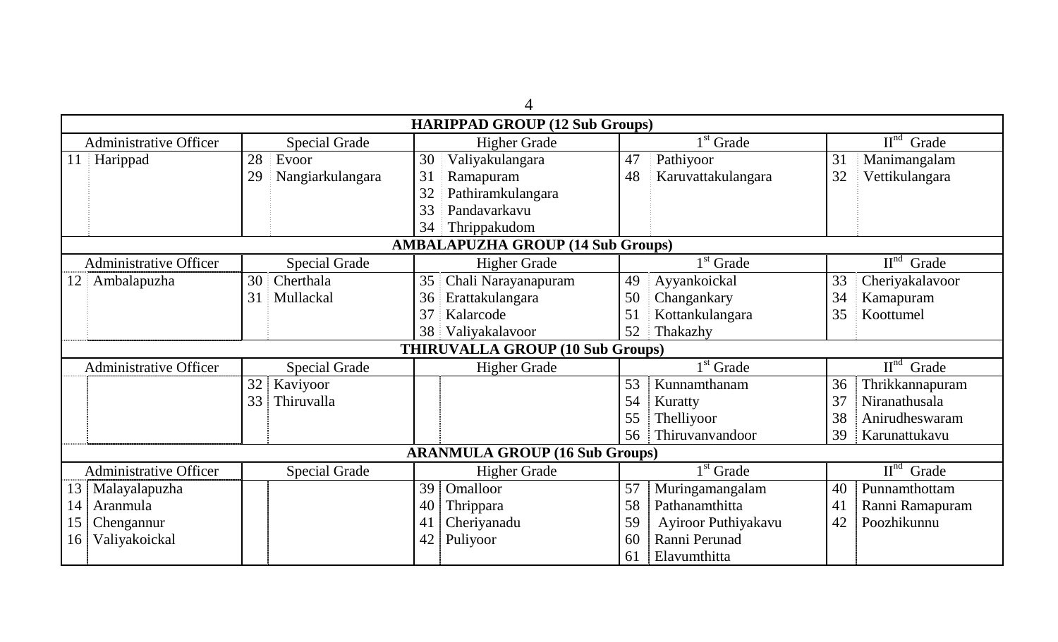| HARIPPAD GROUP (12 Sub Groups) | | | | | | | | | |
|---|---|---|---|---|---|---|---|---|---|
| Administrative Officer | | Special Grade | | Higher Grade | | 1st Grade | | IInd Grade | |
| 11 | Harippad | 28 | Evoor | 30 | Valiyakulangara | 47 | Pathiyoor | 31 | Manimangalam |
| | | 29 | Nangiarkulangara | 31 | Ramapuram | 48 | Karuvattakulangara | 32 | Vettikulangara |
| | | | | 32 | Pathiramkulangara | | | | |
| | | | | 33 | Pandavarkavu | | | | |
| | | | | 34 | Thrippakudom | | | | |
| **AMBALAPUZHA GROUP (14 Sub Groups)** | | | | | | | | | |
| Administrative Officer | | Special Grade | | Higher Grade | | 1st Grade | | IInd Grade | |
| 12 | Ambalapuzha | 30 | Cherthala | 35 | Chali Narayanapuram | 49 | Ayyankoickal | 33 | Cheriyakalavoor |
| | | 31 | Mullackal | 36 | Erattakulangara | 50 | Changankary | 34 | Kamapuram |
| | | | | 37 | Kalarcode | 51 | Kottankulangara | 35 | Koottumel |
| | | | | 38 | Valiyakalavoor | 52 | Thakazhy | | |
| **THIRUVALLA GROUP (10 Sub Groups)** | | | | | | | | | |
| Administrative Officer | | Special Grade | | Higher Grade | | 1st Grade | | IInd Grade | |
| | | 32 | Kaviyoor | | | 53 | Kunnamthanam | 36 | Thrikkannapuram |
| | | 33 | Thiruvalla | | | 54 | Kuratty | 37 | Niranathusala |
| | | | | | | 55 | Thelliyoor | 38 | Anirudheswaram |
| | | | | | | 56 | Thiruvanvandoor | 39 | Karunattukavu |
| **ARANMULA GROUP (16 Sub Groups)** | | | | | | | | | |
| Administrative Officer | | Special Grade | | Higher Grade | | 1st Grade | | IInd Grade | |
| 13 | Malayalapuzha | | | 39 | Omalloor | 57 | Muringamangalam | 40 | Punnamthottam |
| 14 | Aranmula | | | 40 | Thrippara | 58 | Pathanamthitta | 41 | Ranni Ramapuram |
| 15 | Chengannur | | | 41 | Cheriyanadu | 59 | Ayiroor Puthiyakavu | 42 | Poozhikunnu |
| 16 | Valiyakoickal | | | 42 | Puliyoor | 60 | Ranni Perunad | | |
| | | | | | | 61 | Elavumthitta | | |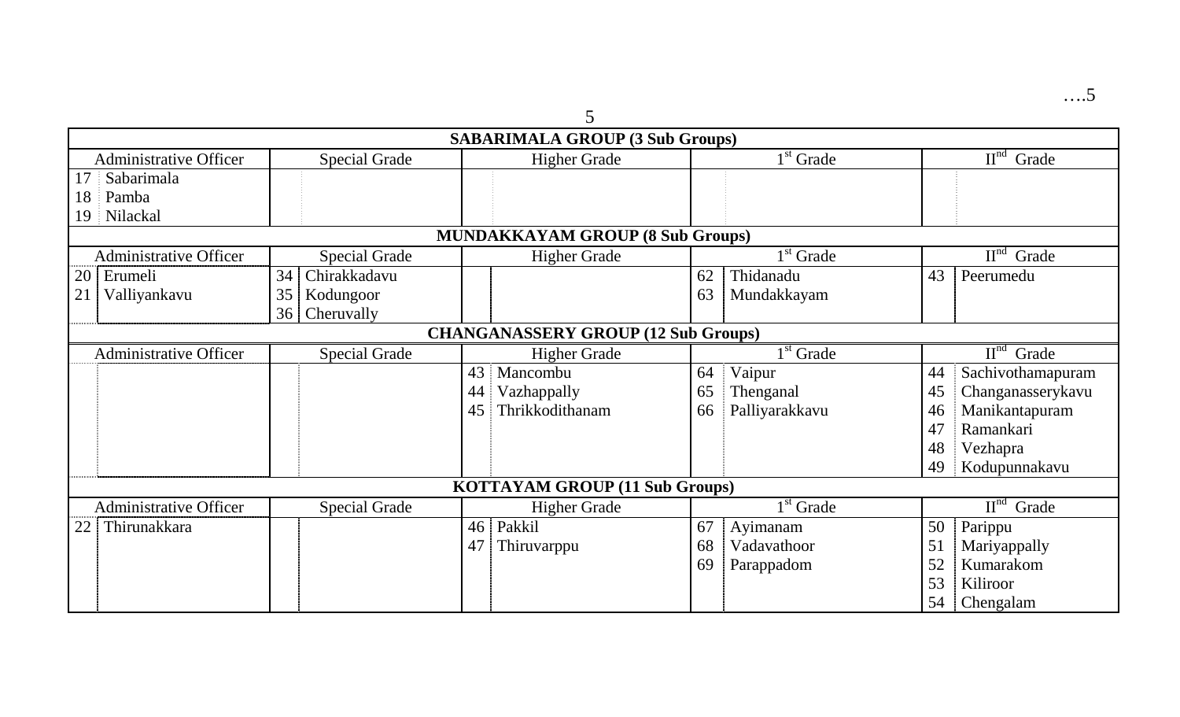| SABARIMALA GROUP (3 Sub Groups) | | | | | | | | | |
|---|---|---|---|---|---|---|---|---|---|
| Administrative Officer | | Special Grade | | Higher Grade | | 1st Grade | | IInd Grade | |
| 17 | Sabarimala | | | | | | | | |
| 18 | Pamba | | | | | | | | |
| 19 | Nilackal | | | | | | | | |
| **MUNDAKKAYAM GROUP (8 Sub Groups)** | | | | | | | | | |
| Administrative Officer | | Special Grade | | Higher Grade | | 1st Grade | | IInd Grade | |
| 20 | Erumeli | 34 | Chirakkadavu | | | 62 | Thidanadu | 43 | Peerumedu |
| 21 | Valliyankavu | 35 | Kodungoor | | | 63 | Mundakkayam | | |
| | | 36 | Cheruvally | | | | | | |
| **CHANGANASSERY GROUP (12 Sub Groups)** | | | | | | | | | |
| Administrative Officer | | Special Grade | | Higher Grade | | 1st Grade | | IInd Grade | |
| | | | | 43 | Mancombu | 64 | Vaipur | 44 | Sachivothamapuram |
| | | | | 44 | Vazhappally | 65 | Thenganal | 45 | Changanasserykavu |
| | | | | 45 | Thrikkodithanam | 66 | Palliyarakkavu | 46 | Manikantapuram |
| | | | | | | | | 47 | Ramankari |
| | | | | | | | | 48 | Vezhapra |
| | | | | | | | | 49 | Kodupunnakavu |
| **KOTTAYAM GROUP (11 Sub Groups)** | | | | | | | | | |
| Administrative Officer | | Special Grade | | Higher Grade | | 1st Grade | | IInd Grade | |
| 22 | Thirunakkara | | | 46 | Pakkil | 67 | Ayimanam | 50 | Parippu |
| | | | | 47 | Thiruvarppu | 68 | Vadavathoor | 51 | Mariyappally |
| | | | | | | 69 | Parappadom | 52 | Kumarakom |
| | | | | | | | | 53 | Kiliroor |
| | | | | | | | | 54 | Chengalam |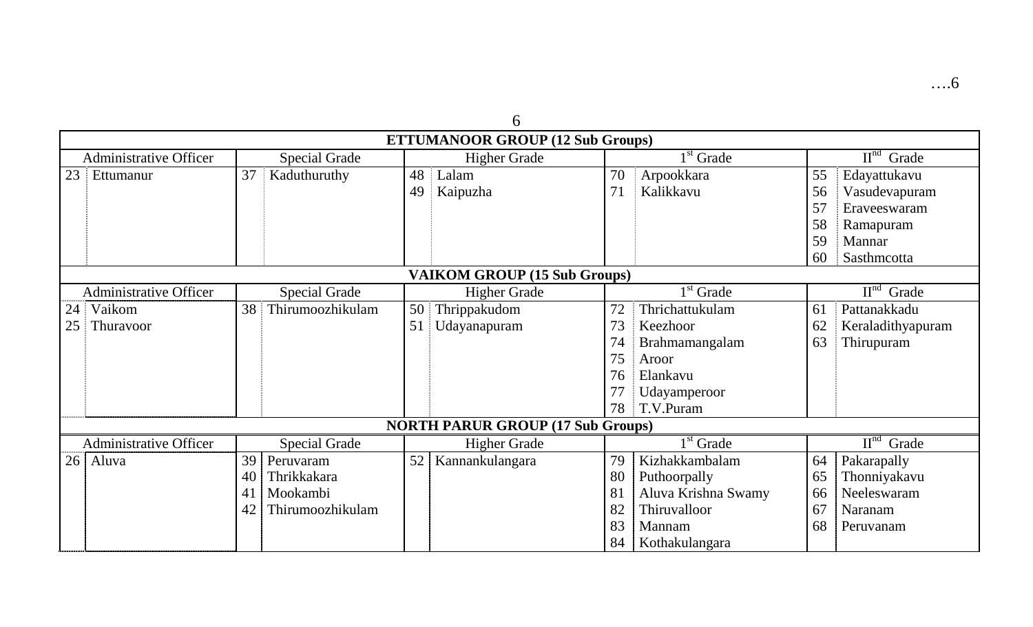| ETTUMANOOR GROUP (12 Sub Groups) | | | | | | | | | |
|---|---|---|---|---|---|---|---|---|---|
| Administrative Officer | | Special Grade | | Higher Grade | | 1st Grade | | IInd Grade | |
| 23 | Ettumanur | 37 | Kaduthuruthy | 48 | Lalam | 70 | Arpookkara | 55 | Edayattukavu |
| | | | | 49 | Kaipuzha | 71 | Kalikkavu | 56 | Vasudevapuram |
| | | | | | | | | 57 | Eraveeswaram |
| | | | | | | | | 58 | Ramapuram |
| | | | | | | | | 59 | Mannar |
| | | | | | | | | 60 | Sasthmcotta |
| **VAIKOM GROUP (15 Sub Groups)** | | | | | | | | | |
| Administrative Officer | | Special Grade | | Higher Grade | | 1st Grade | | IInd Grade | |
| 24 | Vaikom | 38 | Thirumoozhikulam | 50 | Thrippakudom | 72 | Thrichattukulam | 61 | Pattanakkadu |
| 25 | Thuravoor | | | 51 | Udayanapuram | 73 | Keezhoor | 62 | Keraladithyapuram |
| | | | | | | 74 | Brahmamangalam | 63 | Thirupuram |
| | | | | | | 75 | Aroor | | |
| | | | | | | 76 | Elankavu | | |
| | | | | | | 77 | Udayamperoor | | |
| | | | | | | 78 | T.V.Puram | | |
| **NORTH PARUR GROUP (17 Sub Groups)** | | | | | | | | | |
| Administrative Officer | | Special Grade | | Higher Grade | | 1st Grade | | IInd Grade | |
| 26 | Aluva | 39 | Peruvaram | 52 | Kannankulangara | 79 | Kizhakkambalam | 64 | Pakarapally |
| | | 40 | Thrikkakara | | | 80 | Puthoorpally | 65 | Thonniyakavu |
| | | 41 | Mookambi | | | 81 | Aluva Krishna Swamy | 66 | Neeleswaram |
| | | 42 | Thirumoozhikulam | | | 82 | Thiruvalloor | 67 | Naranam |
| | | | | | | 83 | Mannam | 68 | Peruvanam |
| | | | | | | 84 | Kothakulangara | | |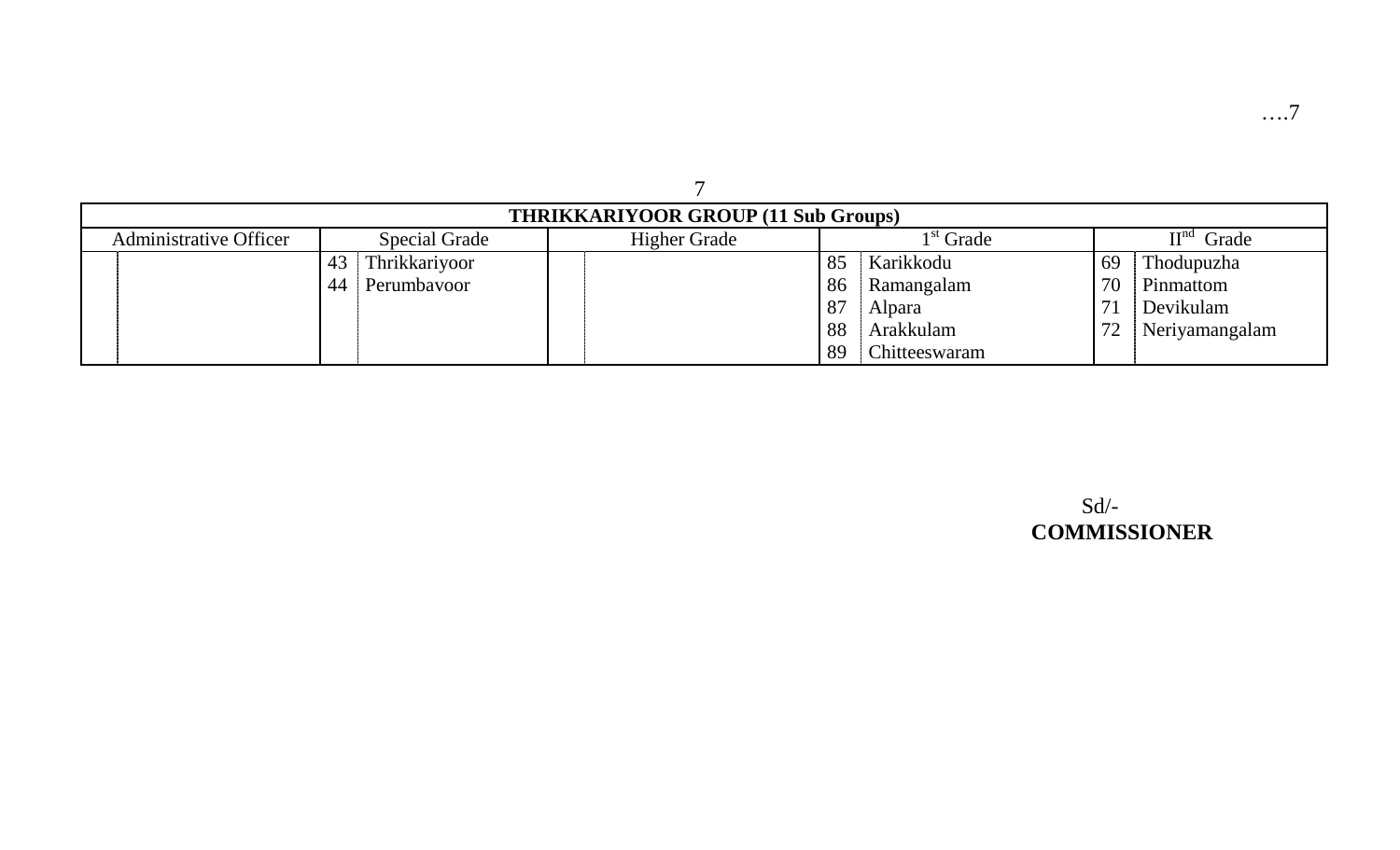| THRIKKARIYOOR GROUP (11 Sub Groups) | | | | | | | | | |
|---|---|---|---|---|---|---|---|---|---|
| Administrative Officer | | Special Grade | | Higher Grade | | 1st Grade | | IInd Grade | |
| | | 43 | Thrikkariyoor | | | 85 | Karikkodu | 69 | Thodupuzha |
| | | 44 | Perumbavoor | | | 86 | Ramangalam | 70 | Pinmattom |
| | | | | | | 87 | Alpara | 71 | Devikulam |
| | | | | | | 88 | Arakkulam | 72 | Neriyamangalam |
| | | | | | | 89 | Chitteeswaram | | |

Sd/-
**COMMISSIONER**